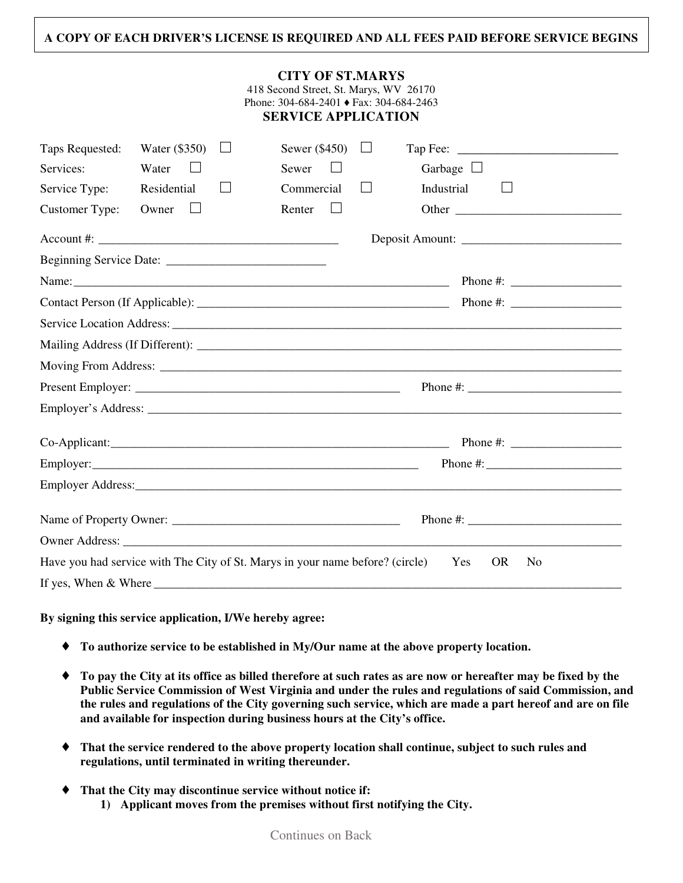**A COPY OF EACH DRIVER'S LICENSE IS REQUIRED AND ALL FEES PAID BEFORE SERVICE BEGINS**

**CITY OF ST.MARYS**
418 Second Street, St. Marys, WV 26170
Phone: 304-684-2401 ♦ Fax: 304-684-2463

**SERVICE APPLICATION**

| | | | |
|---|---|---|---|
| Taps Requested: | Water ($350) ☐ | Sewer ($450) ☐ | Tap Fee: ____________________ |
| Services: | Water ☐ | Sewer ☐ | Garbage ☐ |
| Service Type: | Residential ☐ | Commercial ☐ | Industrial ☐ |
| Customer Type: | Owner ☐ | Renter ☐ | Other ____________________ |

Account #: ______________________________ Deposit Amount: ____________________

Beginning Service Date: ____________________

Name: ____________________________________________ Phone #: ______________

Contact Person (If Applicable): ______________________________ Phone #: ______________

Service Location Address: ____________________________________________________________

Mailing Address (If Different): ____________________________________________________________

Moving From Address: ____________________________________________________________

Present Employer: ______________________________ Phone #: ____________________

Employer's Address: ____________________________________________________________

Co-Applicant: ____________________________________________ Phone #: ______________

Employer: ____________________________________________ Phone #: ________________

Employer Address: ____________________________________________________________

Name of Property Owner: ______________________________ Phone #: ____________________

Owner Address: ____________________________________________________________

Have you had service with The City of St. Marys in your name before? (circle) Yes OR No

If yes, When & Where ____________________________________________________________

**By signing this service application, I/We hereby agree:**

- **To authorize service to be established in My/Our name at the above property location.**
- **To pay the City at its office as billed therefore at such rates as are now or hereafter may be fixed by the Public Service Commission of West Virginia and under the rules and regulations of said Commission, and the rules and regulations of the City governing such service, which are made a part hereof and are on file and available for inspection during business hours at the City's office.**
- **That the service rendered to the above property location shall continue, subject to such rules and regulations, until terminated in writing thereunder.**
- **That the City may discontinue service without notice if:**
  1) **Applicant moves from the premises without first notifying the City.**

Continues on Back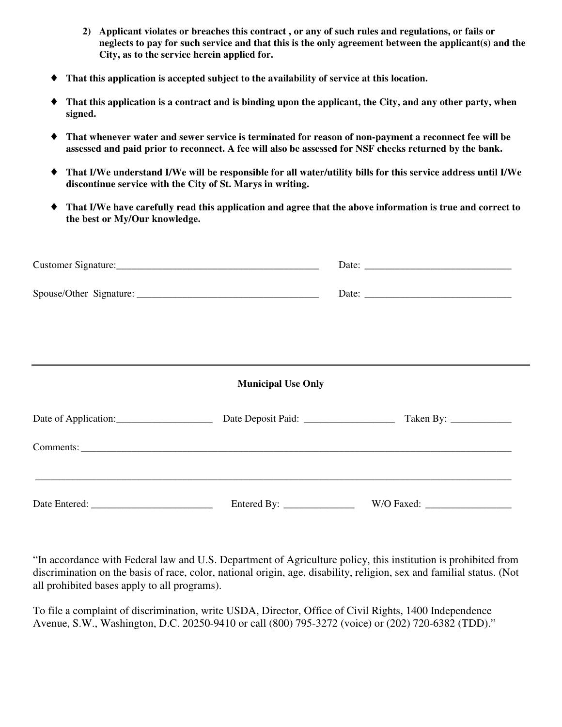2) **Applicant violates or breaches this contract , or any of such rules and regulations, or fails or neglects to pay for such service and that this is the only agreement between the applicant(s) and the City, as to the service herein applied for.**

- **That this application is accepted subject to the availability of service at this location.**
- **That this application is a contract and is binding upon the applicant, the City, and any other party, when signed.**
- **That whenever water and sewer service is terminated for reason of non-payment a reconnect fee will be assessed and paid prior to reconnect. A fee will also be assessed for NSF checks returned by the bank.**
- **That I/We understand I/We will be responsible for all water/utility bills for this service address until I/We discontinue service with the City of St. Marys in writing.**
- **That I/We have carefully read this application and agree that the above information is true and correct to the best or My/Our knowledge.**

Customer Signature:_________________________________________ Date: ______________________________

Spouse/Other Signature: _____________________________________ Date: ______________________________

---

**Municipal Use Only**

Date of Application:___________________ Date Deposit Paid: __________________ Taken By: ____________

Comments: ____________________________________________________________________________________

______________________________________________________________________________________________

Date Entered: ________________________ Entered By: ______________ W/O Faxed: _________________

"In accordance with Federal law and U.S. Department of Agriculture policy, this institution is prohibited from discrimination on the basis of race, color, national origin, age, disability, religion, sex and familial status. (Not all prohibited bases apply to all programs).

To file a complaint of discrimination, write USDA, Director, Office of Civil Rights, 1400 Independence Avenue, S.W., Washington, D.C. 20250-9410 or call (800) 795-3272 (voice) or (202) 720-6382 (TDD)."